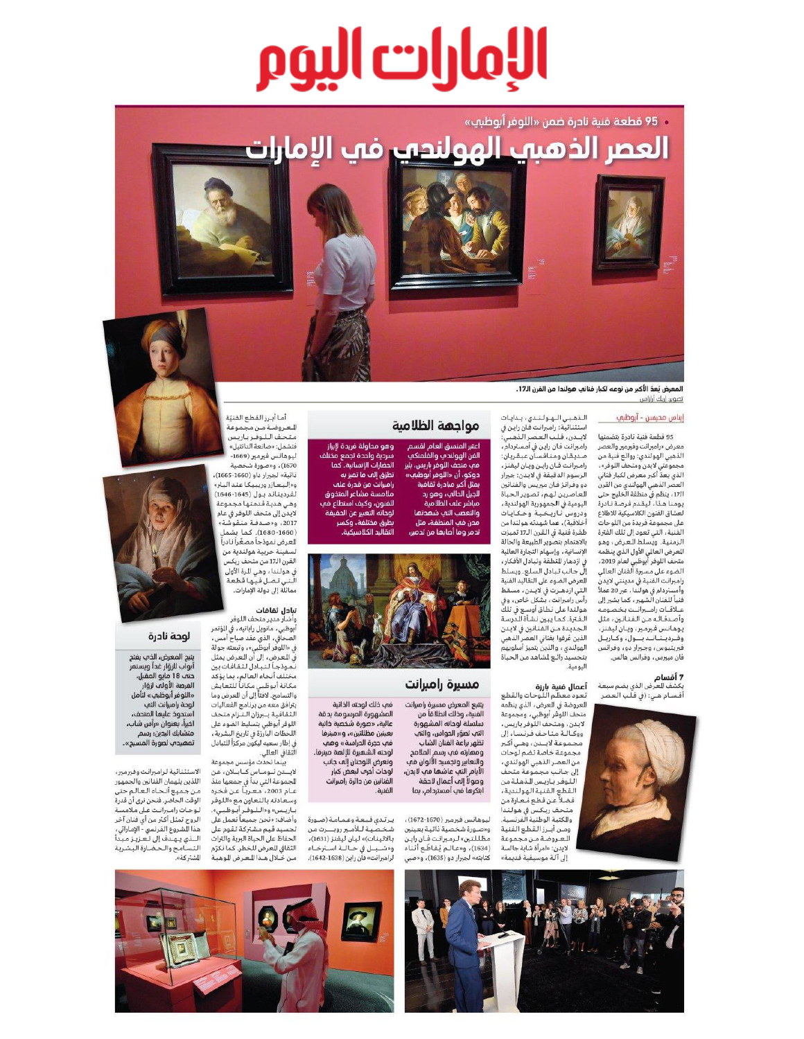# الإمارات اليوم

• 95 قطعة فنية نادرة ضمن «اللوفر أبوظبي»

# العصر الذهبي الهولندي في الإمارات

المعرض يُعد الأكبر من نوعه لكبار فناني هولندا من القرن الـ17.

تصوير: إريك أرازاس

إيناس محيسن - أبوظبي

95 قطعة فنية نادرة يتضمنها معرض «رامبرانت وفيرمير والعصر الذهبي الهولندي: روائع فنية من مجموعتي لايدن ومتحف اللوفر»، الذي يعد أكبر معرض لكبار فناني العصر الذهبي الهولندي من القرن الـ17، ينظم في منطقة الخليج حتى يومنا هذا، ليقدم فرصة نادرة لعشاق الفنون الكلاسيكية للاطلاع على مجموعة فريدة من اللوحات الفنية، التي تعود إلى تلك الفترة الزمنية. ويسلط المعرض، وهو المعرض العالمي الأول الذي ينظمه متحف اللوفر أبوظبي لعام 2019، الضوء على مسيرة الفنان العالمي رامبرانت الفنية في مدينتي لايدن وأمستردام في هولندا، عبر 20 عملاً فنياً للفنان الشهير، كما يشير إلى علاقات رامبرانت بخصومه وأصدقائه من الفنانين، مثل يوهانس فيرمير، ويان ليفنز، وفرديناند بول، وكاريل فريتيوس، وجيرار دو، وفرانس فان ميريس، وفرانس هالس.

## 7 أقسام

يكشف المعرض الذي يضم سبعة أقسام هي: (في قلب العصر الذهبي الهولندي، بدايات استثنائية: رامبرانت فان راين في لايدن، قلب العصر الذهبي: رامبرانت فان راين في أمستردام، صديقان ومنافسان عبقريان: رامبرانت فان راين ويان ليفنز، الرسوم الدقيقة في لايدن: جيرار دو وفرانز فان ميريس من الفنانين المعاصرين لهم، تصوير الحياة اليومية في الجمهورية الهولندية، ودروس تاريخية وحكايات أخلاقية)، عما شهدته هولندا من طفرة فنية في القرن الـ17 تميزت بالاهتمام بتصوير الطبيعة والحالة الإنسانية، وإسهام التجارة العالمية في ازدهار للمنطقة وتبادل الأفكار، إلى جانب تبادل السلع. ويسلط المعرض الضوء على التقاليد الفنية التي ازدهرت في لايدن، مسقط رأس رامبرانت، بشكل خاص، وفي هولندا على نطاق أوسع في تلك الفترة. كما يبين نشأة المدرسة الجديدة من الفنانين في لايدن الذين عُرفوا بفناني العصر الذهبي الهولندي، والذين تميز أسلوبهم بتجسيد رائع لمشاهد من الحياة اليومية.

### أعمال فنية بارزة

تعود معظم اللوحات والقطع المعروضة في المعرض، الذي ينظمه متحف اللوفر أبوظبي، ومجموعة لايدن، ومتحف اللوفر باريس، ووكالة متاحف فرنسا، إلى مجموعة لايدن، وهي أكبر مجموعة خاصة تضم لوحات من العصر الذهبي الهولندي، إلى جانب مجموعة متحف اللوفر باريس المذهلة من القطع الفنية الهولندية، فضلاً عن قطع مُعارة من متحف ريكس في هولندا والمكتبة الوطنية الفرنسية.

ومن أبرز القطع الفنية المعروضة من مجموعة لايدن: «امرأة شابة جالسة إلى آلة موسيقية قديمة» ليوهانس فيرمير (1670-1672)، و«صورة شخصية ذاتية بعينين مظللتين» لرامبرانت فان راين (1634)، و«عالم يُقاطع أثناء كتابته» لجيرار دو (1635)، و«صبي يرتدي قبعة وعمامة (صورة شخصية للأمير روبرت من بالاتينات)» ليان ليفنز (1631)، و«شبل في حالة استرخاء» لرامبرانت فان راين (1638-1642).

## مواجهة الظلامية

اعتبر المنسق العام لقسم الفن الهولندي والفلمنكي في متحف اللوفر باريس، بليز دوكو، أن «اللوفر أبوظبي» يمثل أكبر مبادرة ثقافية للجيل الحالي، وهو رد مباشر على الظلامية والتعصب التي شهدتها مدن في المنطقة، مثل تدمر وما أصابها من تدمير، وهو محاولة فريدة لإيجاد سردية واحدة تجمع مختلف الحضارات الإنسانية. كما تطرق إلى ما تميز به رامبرانت من قدرة على ملامسة مشاعر المتذوق للفنون، وكيف استطاع في لوحاته التعبير عن الحقيقة بطرق مختلفة، وكسر التقاليد الكلاسيكية.

## مسيرة رامبرانت

يتتبع المعرض مسيرة رامبرانت الفنية، وذلك انطلاقاً من سلسلة لوحاته المشهورة التي تصوّر الحواس، والتي تظهر براعة الفنان الشاب ومهارته في رسم الملامح والتعابير وتجسيد الألوان في الأيام التي عاشها في لايدن، وصولاً إلى أعمال لاحقة ابتكرها في أمستردام، بما في ذلك لوحته الذاتية المشهورة المرسومة بدقة عالية، «صورة شخصية ذاتية بعينين مظللتين»، و«مينرفا في حجرة الدراسة»، وهي لوحته الشهيرة للإلهة مينرفا. ويعرض اللوحتان إلى جانب لوحات أخرى لبعض كبار الفنانين من دائرة رامبرانت الفنية.

أما أبرز القطع الفنية المعروضة من مجموعة متحف اللوفر باريس فتشمل: «صانعة الدانتيل» ليوهانس فيرمير (1669-1670)، و«صورة شخصية ذاتية» لجيرار دو (1660-1665)، و«البحّار وزوجته عند البحر» لفرديناند بول (1645-1646) وهي هدية قدمتها مجموعة لايدن إلى متحف اللوفر في عام 2017، و«صدفة منقوشة» (1650-1680). كما يشمل المعرض نموذجاً مصغراً نادراً لسفينة حربية هولندية من القرن الـ17 من متحف ريكس في هولندا، وهي المرة الأولى التي تصل فيها قطعة مماثلة إلى دولة الإمارات.

### تبادل ثقافات

وأشار مدير متحف اللوفر أبوظبي، مانويل راباتيه، في المؤتمر الصحافي، الذي عقد صباح أمس، في «اللوفر أبوظبي»، وتبعته جولة في المعرض، إلى أن المعرض يمثل نموذجاً لتبادل الثقافات بين مختلف أنحاء العالم، بما يؤكد مكانة أبوظبي مكاناً للتعايش والتسامح. لافتاً إلى أن المعرض وما يترافق معه من برنامج الفعاليات الثقافية يبرزان التزام متحف اللوفر أبوظبي بتسليط الضوء على اللحظات البارزة في تاريخ البشرية، في إطار سعيه ليكون مركزاً للتبادل الثقافي العالمي.

بينما تحدث مؤسس مجموعة لايدن توماس كابلان، عن المجموعة التي بدأ في جمعها منذ عام 2003، معبراً عن فخره وسعادته بالتعاون مع «اللوفر باريس» و«اللوفر أبوظبي». وأضاف: «نحن جميعاً نعمل على تجسيد قيم مشتركة تقوم على الحفاظ على الحياة البرية والتراث الثقافي المعرض للخطر، كما نكرّم من خلال هذا المعرض الموهبة الاستثنائية لرامبرانت وفيرمير، اللذين يلهمان الفنانين والجمهور من جميع أنحاء العالم حتى الوقت الحاضر، فنحن نرى أن قدرة لوحات رامبرانت على ملامسة الروح تمثل أكثر من أي فنان آخر هذا المشروع الفرنسي - الإماراتي، الذي يهدف إلى تعزيز مبدأ التسامح والحضارة البشرية المشتركة».

## لوحة نادرة

يتيح المعرض، الذي يفتح أبوابه للزوار غداً ويستمر حتى 18 مايو المقبل، الفرصة الأولى لزوار «اللوفر أبوظبي» لتأمل لوحة رامبرانت التي استحوذ عليها المتحف أخيراً، بعنوان «رأس شاب، متشابك اليدين: رسم تمهيدي لصورة المسيح».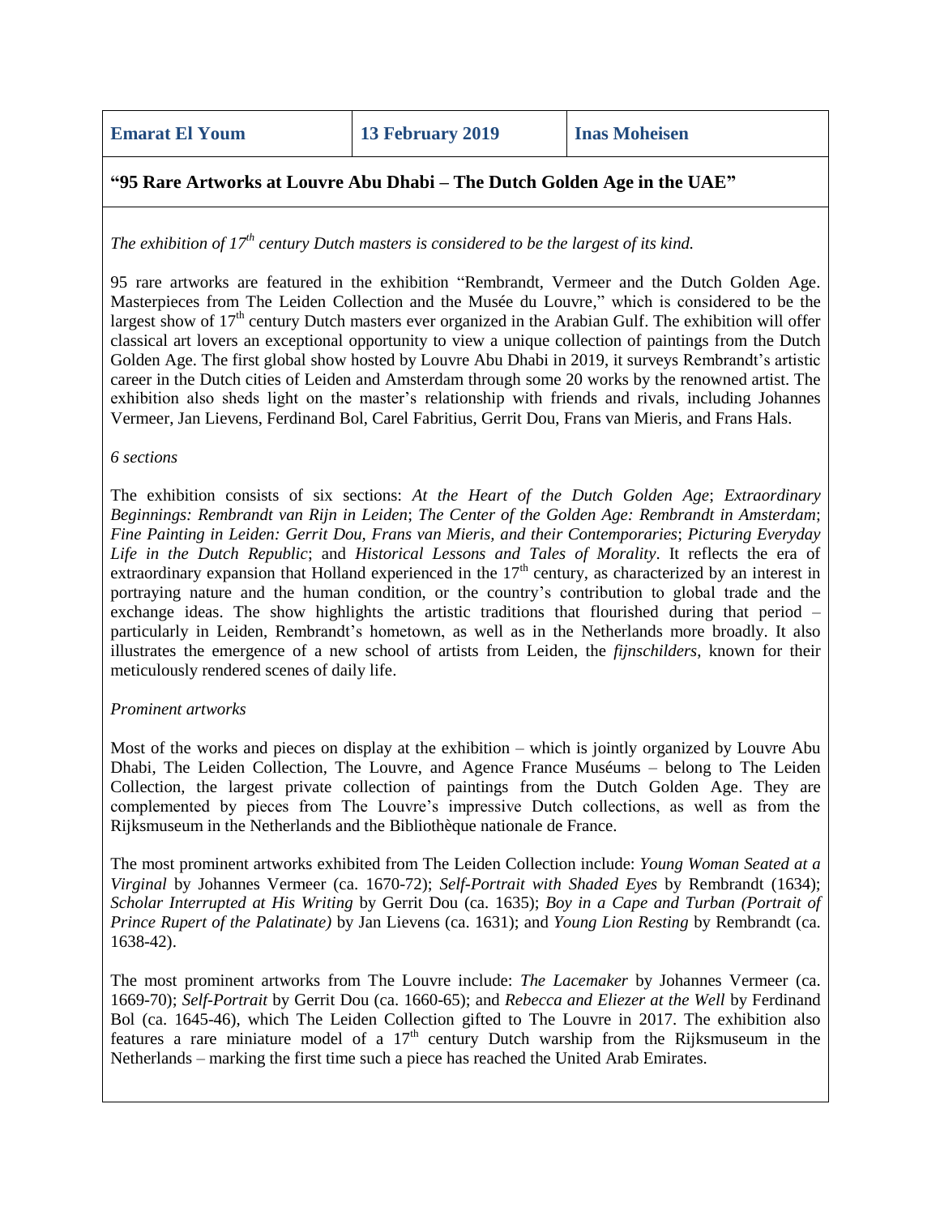| Emarat El Youm | 13 February 2019 | Inas Moheisen |
|---|---|---|

**"95 Rare Artworks at Louvre Abu Dhabi – The Dutch Golden Age in the UAE"**

*The exhibition of 17th century Dutch masters is considered to be the largest of its kind.*

95 rare artworks are featured in the exhibition "Rembrandt, Vermeer and the Dutch Golden Age. Masterpieces from The Leiden Collection and the Musée du Louvre," which is considered to be the largest show of 17th century Dutch masters ever organized in the Arabian Gulf. The exhibition will offer classical art lovers an exceptional opportunity to view a unique collection of paintings from the Dutch Golden Age. The first global show hosted by Louvre Abu Dhabi in 2019, it surveys Rembrandt's artistic career in the Dutch cities of Leiden and Amsterdam through some 20 works by the renowned artist. The exhibition also sheds light on the master's relationship with friends and rivals, including Johannes Vermeer, Jan Lievens, Ferdinand Bol, Carel Fabritius, Gerrit Dou, Frans van Mieris, and Frans Hals.

*6 sections*

The exhibition consists of six sections: *At the Heart of the Dutch Golden Age*; *Extraordinary Beginnings: Rembrandt van Rijn in Leiden*; *The Center of the Golden Age: Rembrandt in Amsterdam*; *Fine Painting in Leiden: Gerrit Dou, Frans van Mieris, and their Contemporaries*; *Picturing Everyday Life in the Dutch Republic*; and *Historical Lessons and Tales of Morality*. It reflects the era of extraordinary expansion that Holland experienced in the 17th century, as characterized by an interest in portraying nature and the human condition, or the country's contribution to global trade and the exchange ideas. The show highlights the artistic traditions that flourished during that period – particularly in Leiden, Rembrandt's hometown, as well as in the Netherlands more broadly. It also illustrates the emergence of a new school of artists from Leiden, the *fijnschilders*, known for their meticulously rendered scenes of daily life.

*Prominent artworks*

Most of the works and pieces on display at the exhibition – which is jointly organized by Louvre Abu Dhabi, The Leiden Collection, The Louvre, and Agence France Muséums – belong to The Leiden Collection, the largest private collection of paintings from the Dutch Golden Age. They are complemented by pieces from The Louvre's impressive Dutch collections, as well as from the Rijksmuseum in the Netherlands and the Bibliothèque nationale de France.

The most prominent artworks exhibited from The Leiden Collection include: *Young Woman Seated at a Virginal* by Johannes Vermeer (ca. 1670-72); *Self-Portrait with Shaded Eyes* by Rembrandt (1634); *Scholar Interrupted at His Writing* by Gerrit Dou (ca. 1635); *Boy in a Cape and Turban (Portrait of Prince Rupert of the Palatinate)* by Jan Lievens (ca. 1631); and *Young Lion Resting* by Rembrandt (ca. 1638-42).

The most prominent artworks from The Louvre include: *The Lacemaker* by Johannes Vermeer (ca. 1669-70); *Self-Portrait* by Gerrit Dou (ca. 1660-65); and *Rebecca and Eliezer at the Well* by Ferdinand Bol (ca. 1645-46), which The Leiden Collection gifted to The Louvre in 2017. The exhibition also features a rare miniature model of a 17th century Dutch warship from the Rijksmuseum in the Netherlands – marking the first time such a piece has reached the United Arab Emirates.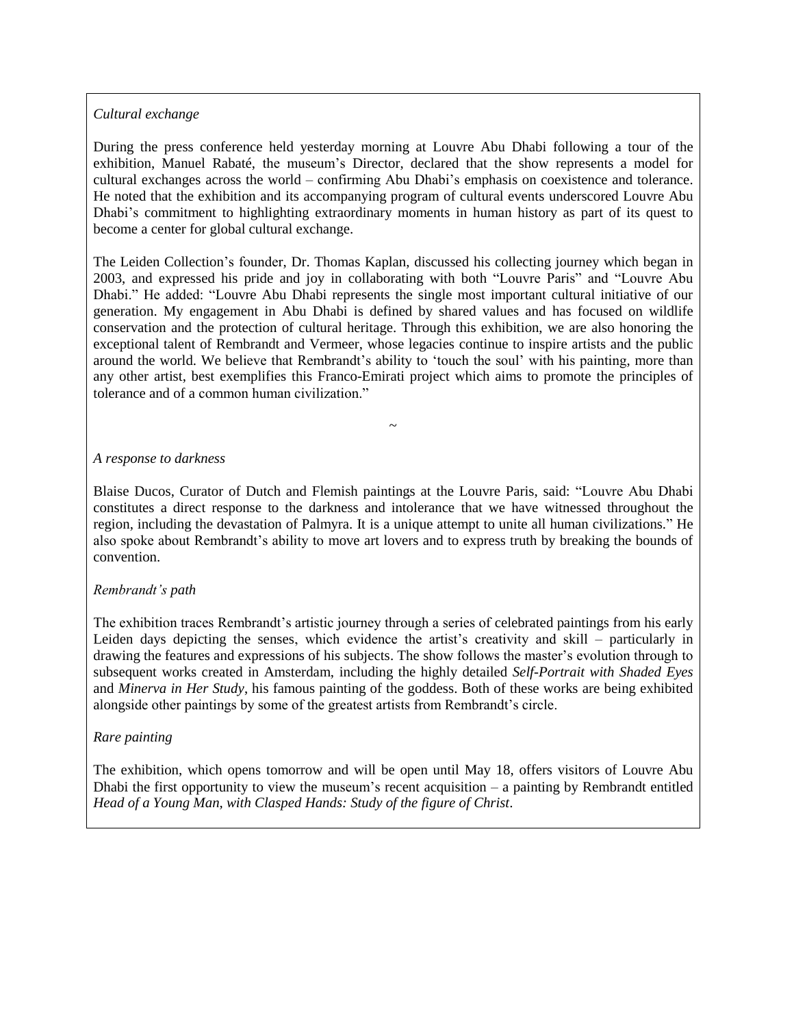*Cultural exchange*

During the press conference held yesterday morning at Louvre Abu Dhabi following a tour of the exhibition, Manuel Rabaté, the museum's Director, declared that the show represents a model for cultural exchanges across the world – confirming Abu Dhabi's emphasis on coexistence and tolerance. He noted that the exhibition and its accompanying program of cultural events underscored Louvre Abu Dhabi's commitment to highlighting extraordinary moments in human history as part of its quest to become a center for global cultural exchange.

The Leiden Collection's founder, Dr. Thomas Kaplan, discussed his collecting journey which began in 2003, and expressed his pride and joy in collaborating with both "Louvre Paris" and "Louvre Abu Dhabi." He added: "Louvre Abu Dhabi represents the single most important cultural initiative of our generation. My engagement in Abu Dhabi is defined by shared values and has focused on wildlife conservation and the protection of cultural heritage. Through this exhibition, we are also honoring the exceptional talent of Rembrandt and Vermeer, whose legacies continue to inspire artists and the public around the world. We believe that Rembrandt's ability to 'touch the soul' with his painting, more than any other artist, best exemplifies this Franco-Emirati project which aims to promote the principles of tolerance and of a common human civilization."

~

*A response to darkness*

Blaise Ducos, Curator of Dutch and Flemish paintings at the Louvre Paris, said: "Louvre Abu Dhabi constitutes a direct response to the darkness and intolerance that we have witnessed throughout the region, including the devastation of Palmyra. It is a unique attempt to unite all human civilizations." He also spoke about Rembrandt's ability to move art lovers and to express truth by breaking the bounds of convention.

*Rembrandt's path*

The exhibition traces Rembrandt's artistic journey through a series of celebrated paintings from his early Leiden days depicting the senses, which evidence the artist's creativity and skill – particularly in drawing the features and expressions of his subjects. The show follows the master's evolution through to subsequent works created in Amsterdam, including the highly detailed *Self-Portrait with Shaded Eyes* and *Minerva in Her Study*, his famous painting of the goddess. Both of these works are being exhibited alongside other paintings by some of the greatest artists from Rembrandt's circle.

*Rare painting*

The exhibition, which opens tomorrow and will be open until May 18, offers visitors of Louvre Abu Dhabi the first opportunity to view the museum's recent acquisition – a painting by Rembrandt entitled *Head of a Young Man, with Clasped Hands: Study of the figure of Christ*.